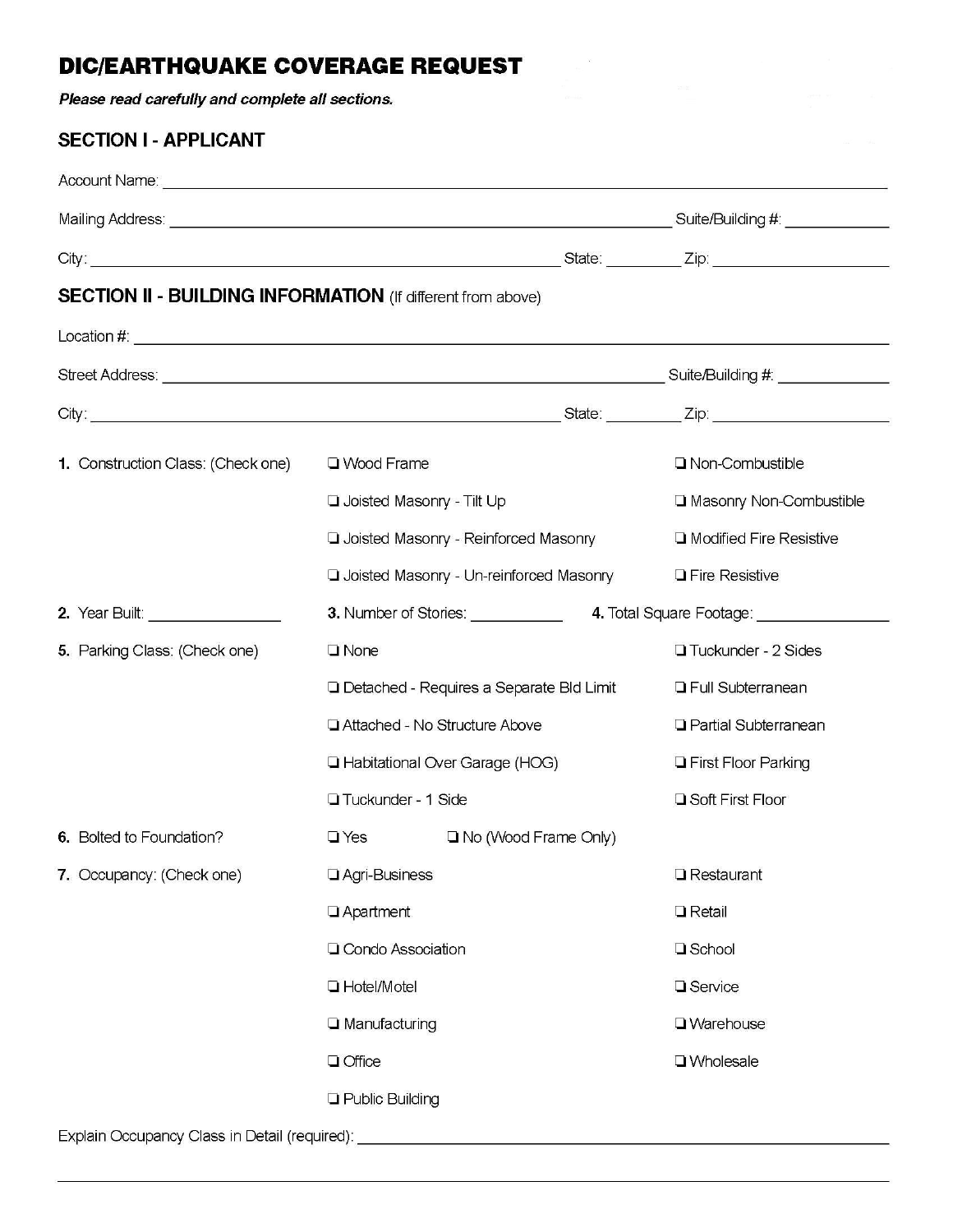# DIC/EARTHQUAKE COVERAGE REQUEST

***Please read carefully and complete all sections.***

## SECTION I - APPLICANT

Account Name: ______________________________________________

Mailing Address: ______________________________ Suite/Building #: __________

City: ______________________________ State: ________ Zip: ______________

## SECTION II - BUILDING INFORMATION (If different from above)

Location #: ______________________________________________

Street Address: ______________________________ Suite/Building #: __________

City: ______________________________ State: ________ Zip: ______________

**1.** Construction Class: (Check one)

- ❑ Wood Frame
- ❑ Joisted Masonry - Tilt Up
- ❑ Joisted Masonry - Reinforced Masonry
- ❑ Joisted Masonry - Un-reinforced Masonry
- ❑ Non-Combustible
- ❑ Masonry Non-Combustible
- ❑ Modified Fire Resistive
- ❑ Fire Resistive

**2.** Year Built: ____________ **3.** Number of Stories: __________ **4.** Total Square Footage: ____________

**5.** Parking Class: (Check one)

- ❑ None
- ❑ Detached - Requires a Separate Bld Limit
- ❑ Attached - No Structure Above
- ❑ Habitational Over Garage (HOG)
- ❑ Tuckunder - 1 Side
- ❑ Tuckunder - 2 Sides
- ❑ Full Subterranean
- ❑ Partial Subterranean
- ❑ First Floor Parking
- ❑ Soft First Floor

**6.** Bolted to Foundation? ❑ Yes ❑ No (Wood Frame Only)

**7.** Occupancy: (Check one)

- ❑ Agri-Business
- ❑ Apartment
- ❑ Condo Association
- ❑ Hotel/Motel
- ❑ Manufacturing
- ❑ Office
- ❑ Public Building
- ❑ Restaurant
- ❑ Retail
- ❑ School
- ❑ Service
- ❑ Warehouse
- ❑ Wholesale

Explain Occupancy Class in Detail (required): ______________________________________________

______________________________________________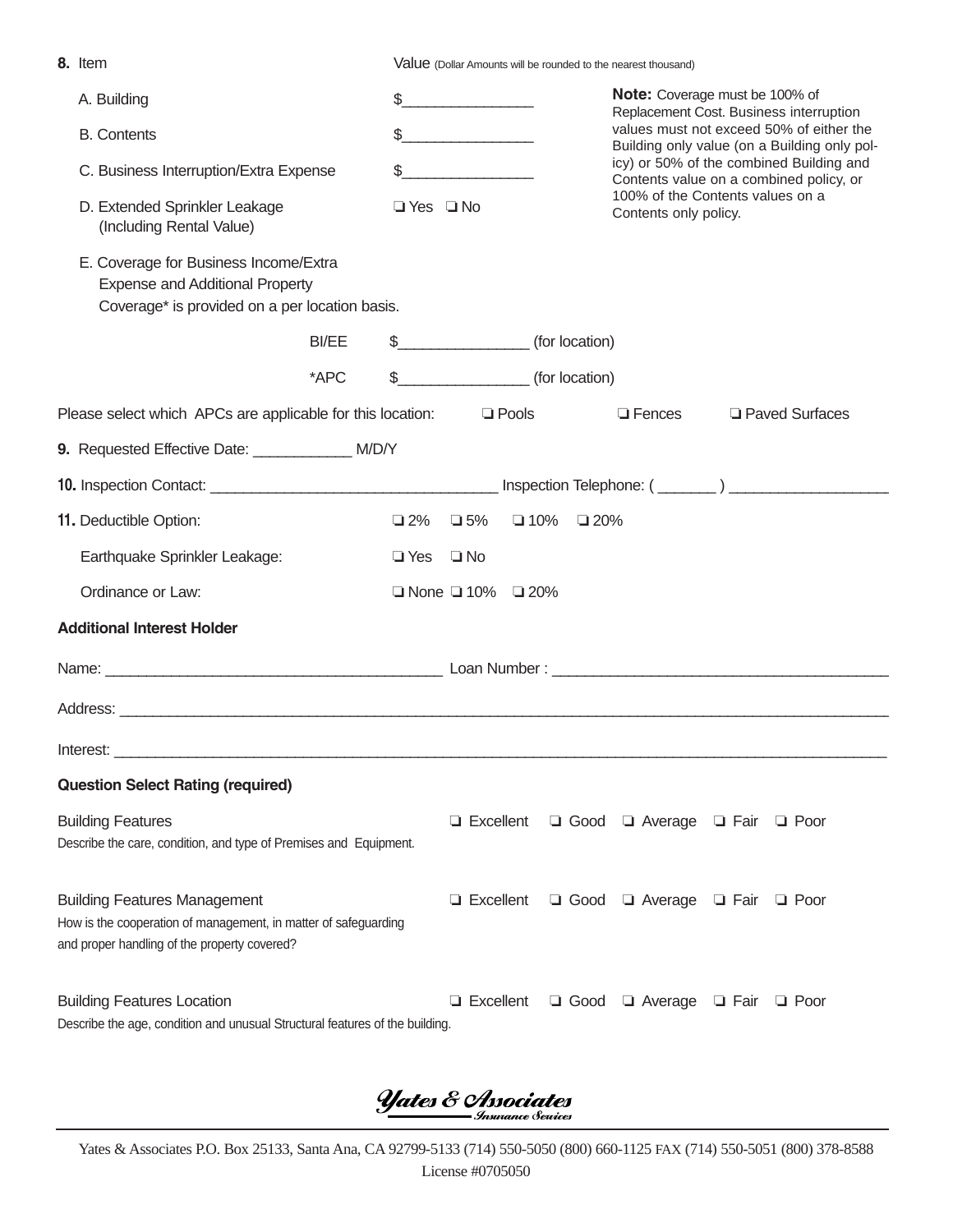**8.** Item — Value (Dollar Amounts will be rounded to the nearest thousand)

A. Building $________________

B. Contents $________________

C. Business Interruption/Extra Expense $________________

D. Extended Sprinkler Leakage (Including Rental Value) ❑ Yes ❑ No

**Note:** Coverage must be 100% of Replacement Cost. Business interruption values must not exceed 50% of either the Building only value (on a Building only policy) or 50% of the combined Building and Contents value on a combined policy, or 100% of the Contents values on a Contents only policy.

E. Coverage for Business Income/Extra Expense and Additional Property Coverage* is provided on a per location basis.

BI/EE $________________ (for location)

*APC $________________ (for location)

Please select which APCs are applicable for this location: ❑ Pools ❑ Fences ❑ Paved Surfaces

**9.** Requested Effective Date: ____________ M/D/Y

**10.** Inspection Contact: ___________________________________ Inspection Telephone: ( _______ ) ___________________

**11.** Deductible Option: ❑ 2% ❑ 5% ❑ 10% ❑ 20%

Earthquake Sprinkler Leakage: ❑ Yes ❑ No

Ordinance or Law: ❑ None ❑ 10% ❑ 20%

**Additional Interest Holder**

Name: _________________________________________ Loan Number : _________________________________________

Address: ___________________________________________________________________________________________

Interest: ___________________________________________________________________________________________

**Question Select Rating (required)**

Building Features ❑ Excellent ❑ Good ❑ Average ❑ Fair ❑ Poor
Describe the care, condition, and type of Premises and Equipment.

Building Features Management ❑ Excellent ❑ Good ❑ Average ❑ Fair ❑ Poor
How is the cooperation of management, in matter of safeguarding and proper handling of the property covered?

Building Features Location ❑ Excellent ❑ Good ❑ Average ❑ Fair ❑ Poor
Describe the age, condition and unusual Structural features of the building.

*Yates & Associates* Insurance Services

Yates & Associates P.O. Box 25133, Santa Ana, CA 92799-5133 (714) 550-5050 (800) 660-1125 FAX (714) 550-5051 (800) 378-8588
License #0705050